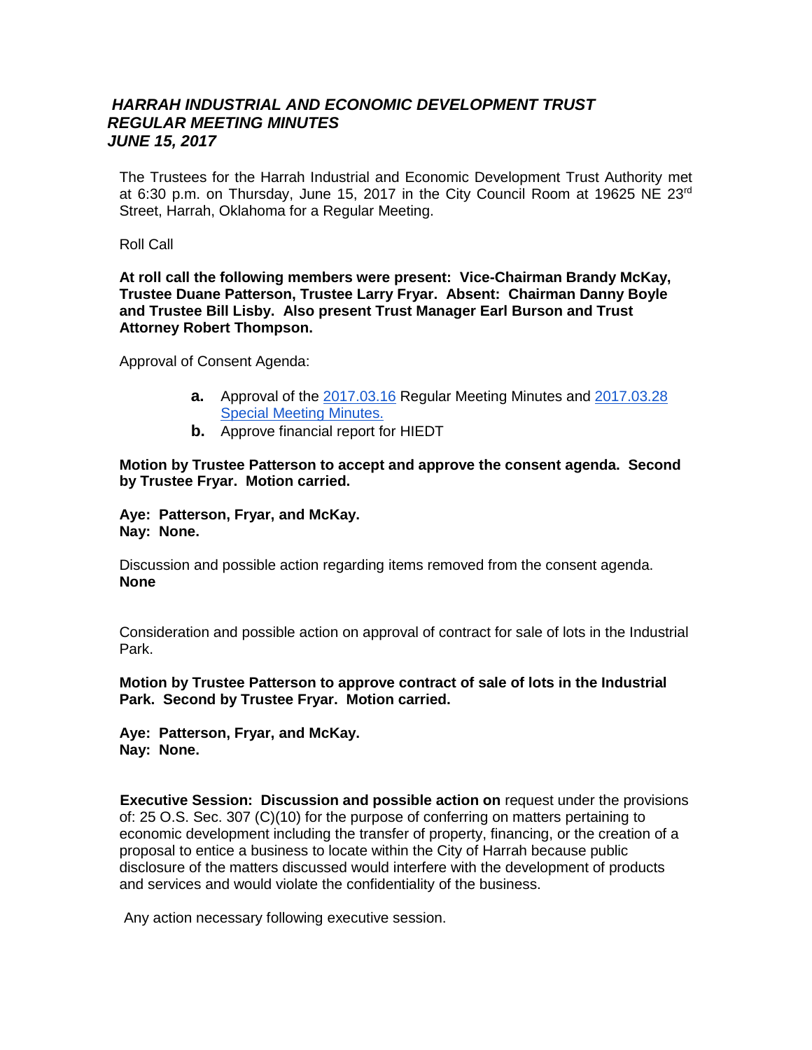### *HARRAH INDUSTRIAL AND ECONOMIC DEVELOPMENT TRUST*
### *REGULAR MEETING MINUTES*
### *JUNE 15, 2017*

The Trustees for the Harrah Industrial and Economic Development Trust Authority met at 6:30 p.m. on Thursday, June 15, 2017 in the City Council Room at 19625 NE 23rd Street, Harrah, Oklahoma for a Regular Meeting.

Roll Call

**At roll call the following members were present: Vice-Chairman Brandy McKay, Trustee Duane Patterson, Trustee Larry Fryar. Absent: Chairman Danny Boyle and Trustee Bill Lisby. Also present Trust Manager Earl Burson and Trust Attorney Robert Thompson.**

Approval of Consent Agenda:

- **a.** Approval of the 2017.03.16 Regular Meeting Minutes and 2017.03.28 Special Meeting Minutes.
- **b.** Approve financial report for HIEDT

**Motion by Trustee Patterson to accept and approve the consent agenda. Second by Trustee Fryar. Motion carried.**

**Aye: Patterson, Fryar, and McKay.**
**Nay: None.**

Discussion and possible action regarding items removed from the consent agenda.
**None**

Consideration and possible action on approval of contract for sale of lots in the Industrial Park.

**Motion by Trustee Patterson to approve contract of sale of lots in the Industrial Park. Second by Trustee Fryar. Motion carried.**

**Aye: Patterson, Fryar, and McKay.**
**Nay: None.**

**Executive Session: Discussion and possible action on** request under the provisions of: 25 O.S. Sec. 307 (C)(10) for the purpose of conferring on matters pertaining to economic development including the transfer of property, financing, or the creation of a proposal to entice a business to locate within the City of Harrah because public disclosure of the matters discussed would interfere with the development of products and services and would violate the confidentiality of the business.

Any action necessary following executive session.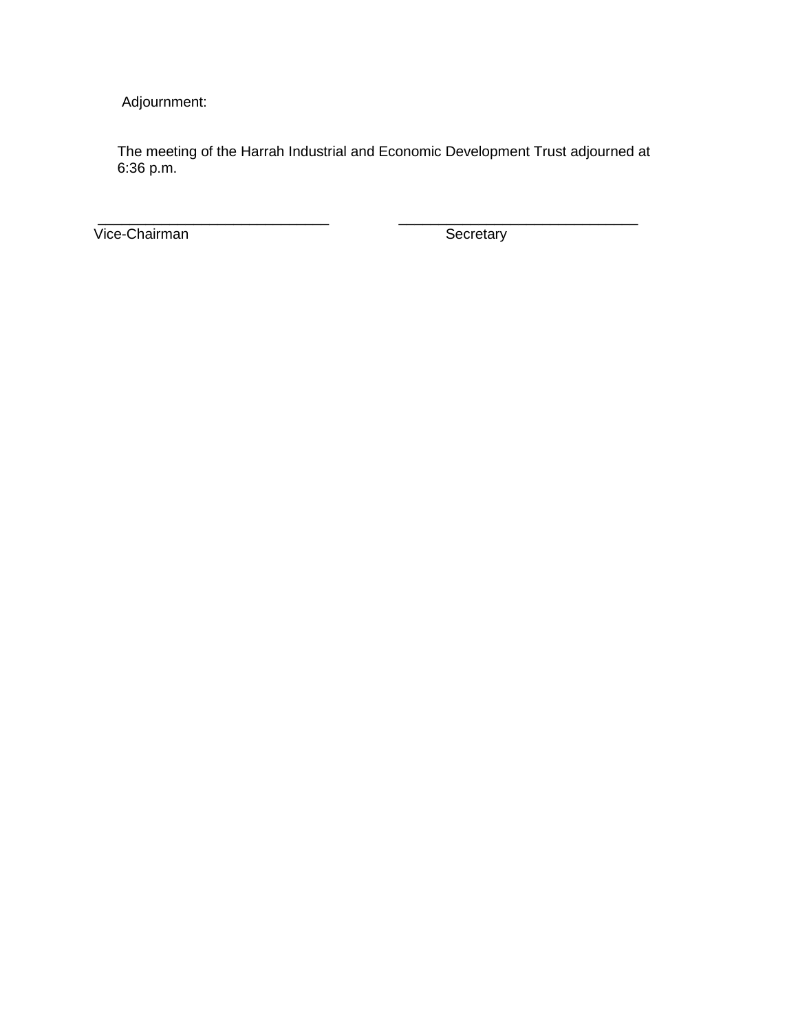Adjournment:

The meeting of the Harrah Industrial and Economic Development Trust adjourned at 6:36 p.m.

______________________________ ______________________________

Vice-Chairman Secretary